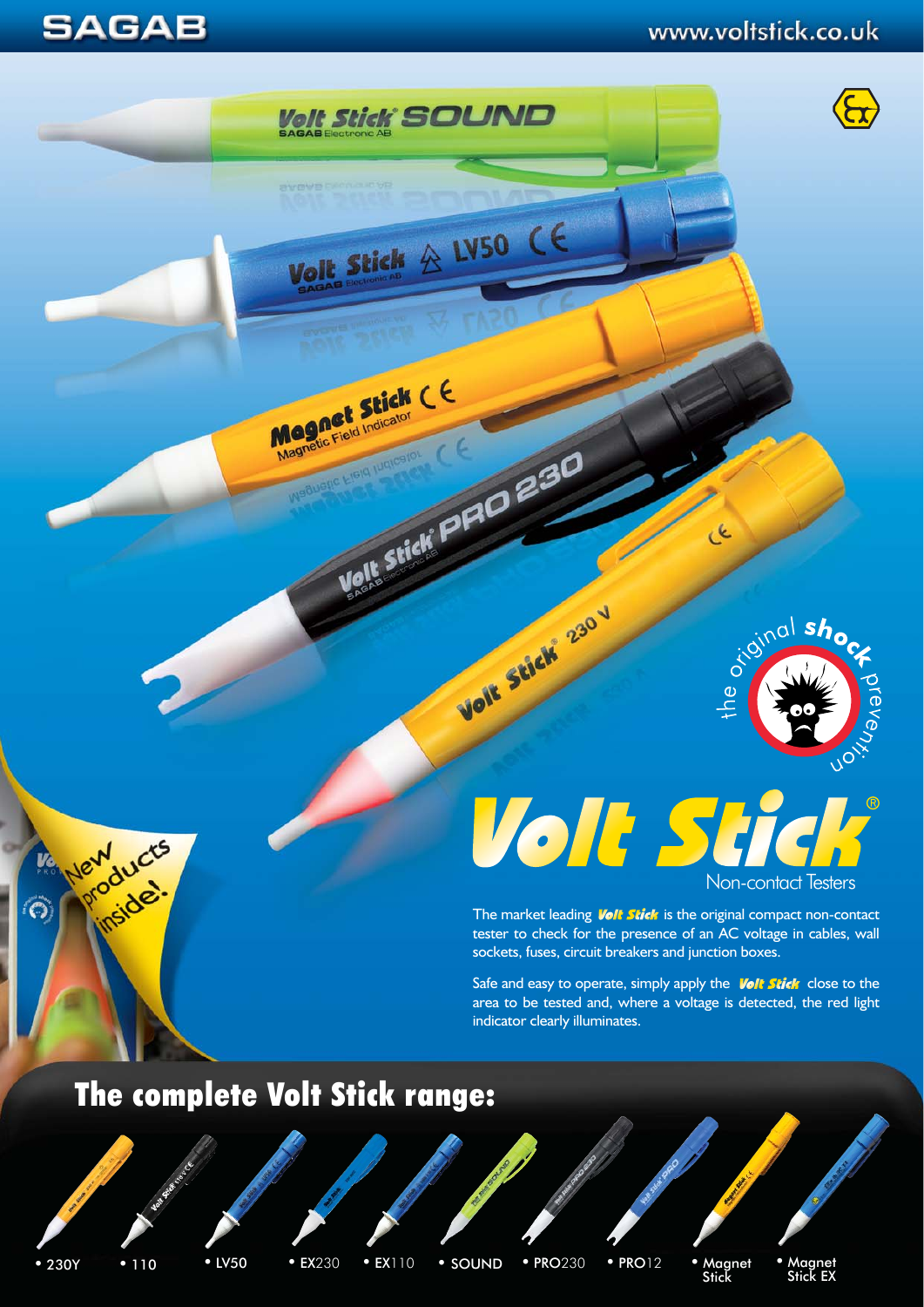SAGAB

www.voltstick.co.uk

the original shock prevention

# Volt Stick®

## Non-contact Testers

New products inside!

The market leading **Volt Stick** is the original compact non-contact tester to check for the presence of an AC voltage in cables, wall sockets, fuses, circuit breakers and junction boxes.

Safe and easy to operate, simply apply the **Volt Stick** close to the area to be tested and, where a voltage is detected, the red light indicator clearly illuminates.

## The complete Volt Stick range:

- 230Y
- 110
- LV50
- EX230
- EX110
- SOUND
- PRO230
- PRO12
- Magnet Stick
- Magnet Stick EX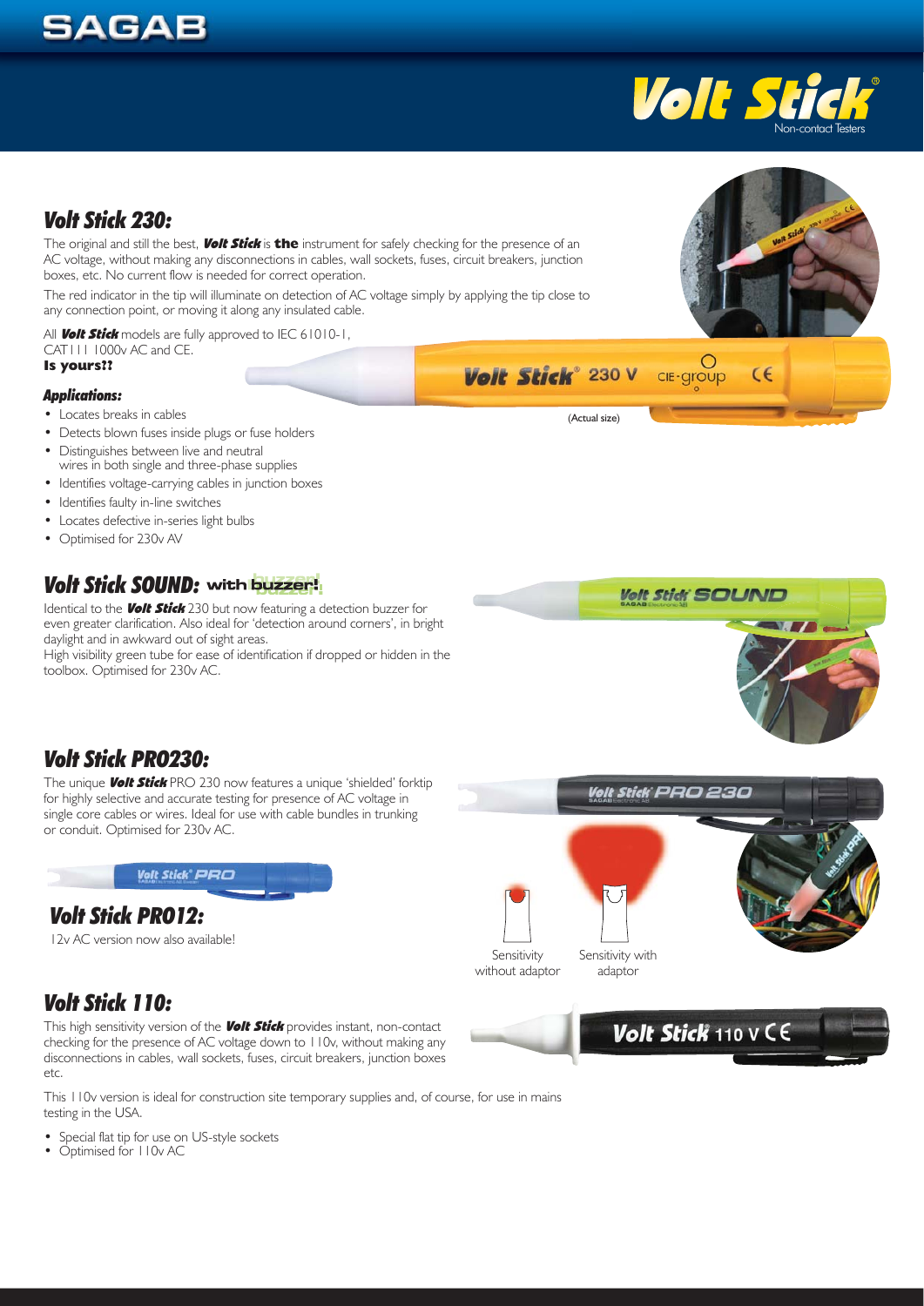# SAGAB

## Volt Stick
Non-contact Testers

## Volt Stick 230:

The original and still the best, ***Volt Stick*** is **the** instrument for safely checking for the presence of an AC voltage, without making any disconnections in cables, wall sockets, fuses, circuit breakers, junction boxes, etc. No current flow is needed for correct operation.

The red indicator in the tip will illuminate on detection of AC voltage simply by applying the tip close to any connection point, or moving it along any insulated cable.

All ***Volt Stick*** models are fully approved to IEC 61010-1, CAT111 1000v AC and CE.
**Is yours??**

Volt Stick® 230 V CIE-group CE

(Actual size)

### Applications:

- Locates breaks in cables
- Detects blown fuses inside plugs or fuse holders
- Distinguishes between live and neutral wires in both single and three-phase supplies
- Identifies voltage-carrying cables in junction boxes
- Identifies faulty in-line switches
- Locates defective in-series light bulbs
- Optimised for 230v AV

## Volt Stick SOUND: with buzzer!

Identical to the ***Volt Stick*** 230 but now featuring a detection buzzer for even greater clarification. Also ideal for 'detection around corners', in bright daylight and in awkward out of sight areas.
High visibility green tube for ease of identification if dropped or hidden in the toolbox. Optimised for 230v AC.

## Volt Stick PRO230:

The unique ***Volt Stick*** PRO 230 now features a unique 'shielded' forktip for highly selective and accurate testing for presence of AC voltage in single core cables or wires. Ideal for use with cable bundles in trunking or conduit. Optimised for 230v AC.

Sensitivity without adaptor

Sensitivity with adaptor

## Volt Stick PRO12:

12v AC version now also available!

## Volt Stick 110:

This high sensitivity version of the ***Volt Stick*** provides instant, non-contact checking for the presence of AC voltage down to 110v, without making any disconnections in cables, wall sockets, fuses, circuit breakers, junction boxes etc.

This 110v version is ideal for construction site temporary supplies and, of course, for use in mains testing in the USA.

- Special flat tip for use on US-style sockets
- Optimised for 110v AC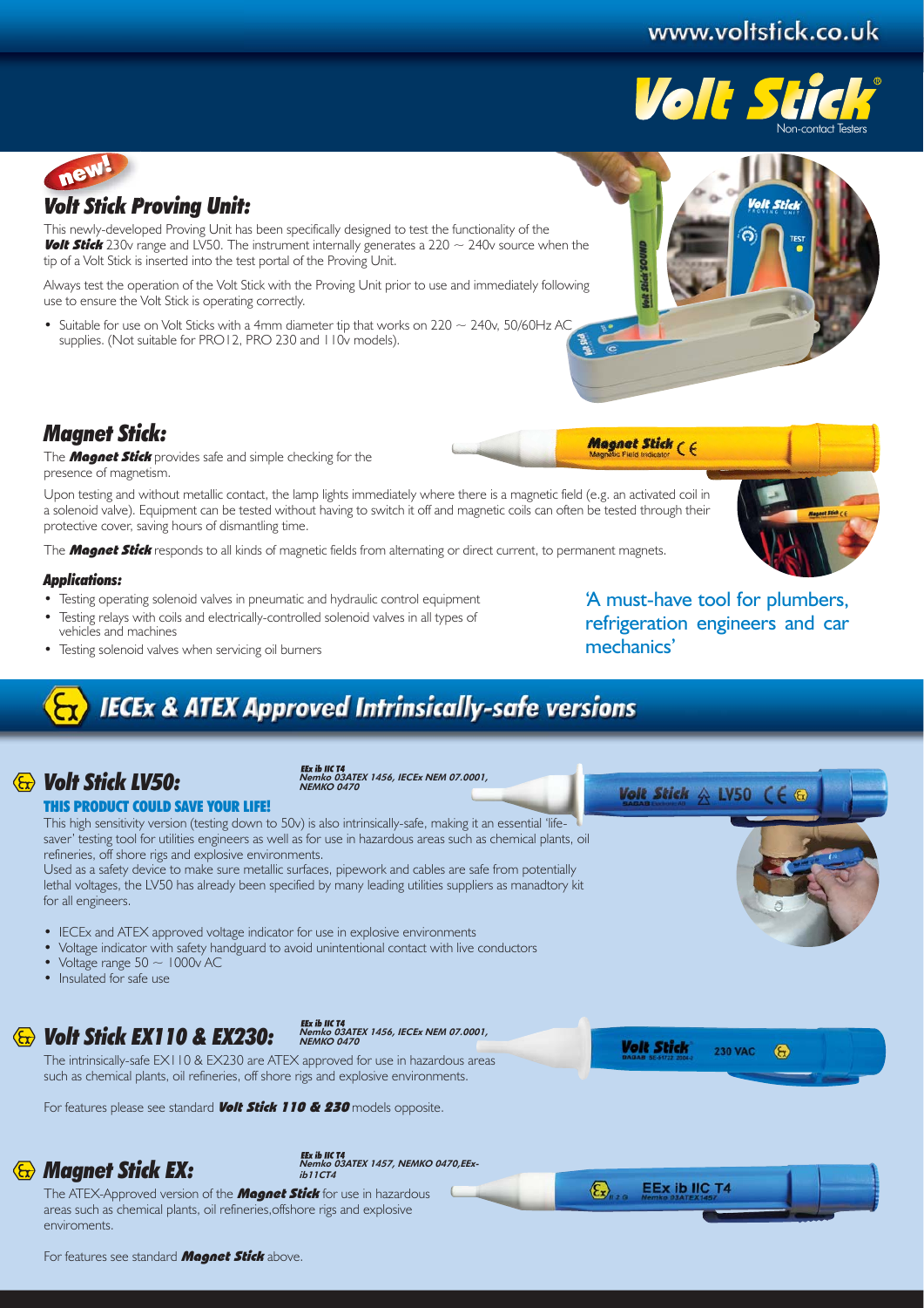www.voltstick.co.uk

**Volt Stick®** Non-contact Testers

new!

## Volt Stick Proving Unit:

This newly-developed Proving Unit has been specifically designed to test the functionality of the ***Volt Stick*** 230v range and LV50. The instrument internally generates a 220 ~ 240v source when the tip of a Volt Stick is inserted into the test portal of the Proving Unit.

Always test the operation of the Volt Stick with the Proving Unit prior to use and immediately following use to ensure the Volt Stick is operating correctly.

- Suitable for use on Volt Sticks with a 4mm diameter tip that works on 220 ~ 240v, 50/60Hz AC supplies. (Not suitable for PRO12, PRO 230 and 110v models).

## Magnet Stick:

The ***Magnet Stick*** provides safe and simple checking for the presence of magnetism.

Upon testing and without metallic contact, the lamp lights immediately where there is a magnetic field (e.g. an activated coil in a solenoid valve). Equipment can be tested without having to switch it off and magnetic coils can often be tested through their protective cover, saving hours of dismantling time.

The ***Magnet Stick*** responds to all kinds of magnetic fields from alternating or direct current, to permanent magnets.

### Applications:

- Testing operating solenoid valves in pneumatic and hydraulic control equipment
- Testing relays with coils and electrically-controlled solenoid valves in all types of vehicles and machines
- Testing solenoid valves when servicing oil burners

'A must-have tool for plumbers, refrigeration engineers and car mechanics'

# IECEx & ATEX Approved Intrinsically-safe versions

## Volt Stick LV50:

*EEx ib IIC T4*
*Nemko 03ATEX 1456, IECEx NEM 07.0001, NEMKO 0470*

**THIS PRODUCT COULD SAVE YOUR LIFE!**

This high sensitivity version (testing down to 50v) is also intrinsically-safe, making it an essential 'life-saver' testing tool for utilities engineers as well as for use in hazardous areas such as chemical plants, oil refineries, off shore rigs and explosive environments.
Used as a safety device to make sure metallic surfaces, pipework and cables are safe from potentially lethal voltages, the LV50 has already been specified by many leading utilities suppliers as manadtory kit for all engineers.

- IECEx and ATEX approved voltage indicator for use in explosive environments
- Voltage indicator with safety handguard to avoid unintentional contact with live conductors
- Voltage range 50 ~ 1000v AC
- Insulated for safe use

## Volt Stick EX110 & EX230:

*EEx ib IIC T4*
*Nemko 03ATEX 1456, IECEx NEM 07.0001, NEMKO 0470*

The intrinsically-safe EX110 & EX230 are ATEX approved for use in hazardous areas such as chemical plants, oil refineries, off shore rigs and explosive environments.

For features please see standard ***Volt Stick 110 & 230*** models opposite.

## Magnet Stick EX:

*EEx ib IIC T4*
*Nemko 03ATEX 1457, NEMKO 0470,EEx-ib11CT4*

The ATEX-Approved version of the ***Magnet Stick*** for use in hazardous areas such as chemical plants, oil refineries,offshore rigs and explosive enviroments.

For features see standard ***Magnet Stick*** above.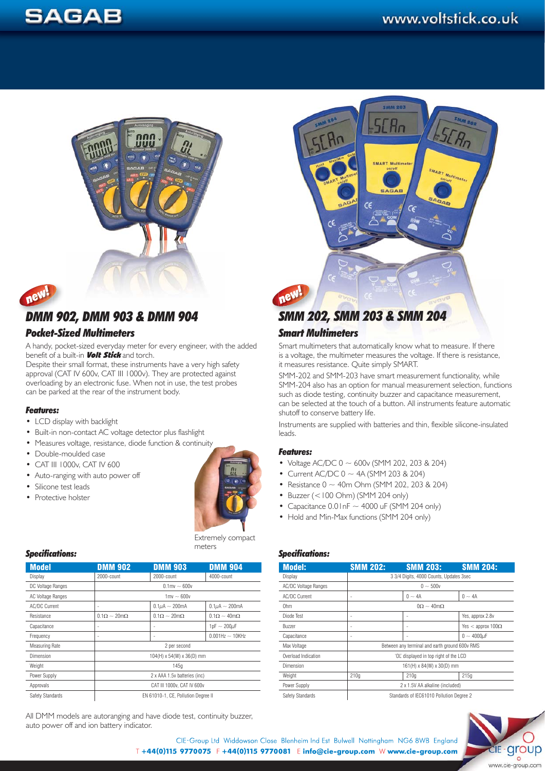SAGAB

www.voltstick.co.uk

new!

## DMM 902, DMM 903 & DMM 904

### Pocket-Sized Multimeters

A handy, pocket-sized everyday meter for every engineer, with the added benefit of a built-in ***Volt Stick*** and torch.

Despite their small format, these instruments have a very high safety approval (CAT IV 600v, CAT III 1000v). They are protected against overloading by an electronic fuse. When not in use, the test probes can be parked at the rear of the instrument body.

#### Features:

- LCD display with backlight
- Built-in non-contact AC voltage detector plus flashlight
- Measures voltage, resistance, diode function & continuity
- Double-moulded case
- CAT III 1000v, CAT IV 600
- Auto-ranging with auto power off
- Silicone test leads
- Protective holster

Extremely compact meters

#### Specifications:

| Model | DMM 902 | DMM 903 | DMM 904 |
|---|---|---|---|
| Display | 2000-count | 2000-count | 4000-count |
| DC Voltage Ranges | 0.1mv ~ 600v | | |
| AC Voltage Ranges | 1mv ~ 600v | | |
| AC/DC Current | - | 0.1μA ~ 200mA | 0.1μA ~ 200mA |
| Resistance | 0.1Ω ~ 20mΩ | 0.1Ω ~ 20mΩ | 0.1Ω ~ 40mΩ |
| Capacitance | - | - | 1pF ~ 200μF |
| Frequency | - | - | 0.001Hz ~ 10KHz |
| Measuring Rate | 2 per second | | |
| Dimension | 104(H) x 54(W) x 36(D) mm | | |
| Weight | 145g | | |
| Power Supply | 2 x AAA 1.5v batteries (inc) | | |
| Approvals | CAT III 1000v, CAT IV 600v | | |
| Safety Standards | EN 61010-1, CE, Pollution Degree II | | |

All DMM models are autoranging and have diode test, continuity buzzer, auto power off and ion battery indicator.

new!

## SMM 202, SMM 203 & SMM 204

### Smart Multimeters

Smart multimeters that automatically know what to measure. If there is a voltage, the multimeter measures the voltage. If there is resistance, it measures resistance. Quite simply SMART.

SMM-202 and SMM-203 have smart measurement functionality, while SMM-204 also has an option for manual measurement selection, functions such as diode testing, continuity buzzer and capacitance measurement, can be selected at the touch of a button. All instruments feature automatic shutoff to conserve battery life.

Instruments are supplied with batteries and thin, flexible silicone-insulated leads.

#### Features:

- Voltage AC/DC 0 ~ 600v (SMM 202, 203 & 204)
- Current AC/DC 0 ~ 4A (SMM 203 & 204)
- Resistance 0 ~ 40m Ohm (SMM 202, 203 & 204)
- Buzzer (<100 Ohm) (SMM 204 only)
- Capacitance 0.01nF ~ 4000 uF (SMM 204 only)
- Hold and Min-Max functions (SMM 204 only)

#### Specifications:

| Model: | SMM 202: | SMM 203: | SMM 204: |
|---|---|---|---|
| Display | 3 3/4 Digits, 4000 Counts, Updates 3sec | | |
| AC/DC Voltage Ranges | 0 ~ 500v | | |
| AC/DC Current | - | 0 ~ 4A | 0 ~ 4A |
| Ohm | 0Ω ~ 40mΩ | | |
| Diode Test | - | - | Yes, approx 2.8v |
| Buzzer | - | - | Yes < approx 100Ω |
| Capacitance | - | - | 0 ~ 4000μF |
| Max Voltage | Between any terminal and earth ground 600v RMS | | |
| Overload Indication | 'OL' displayed in top right of the LCD | | |
| Dimension | 161(H) x 84(W) x 30(D) mm | | |
| Weight | 210g | 210g | 215g |
| Power Supply | 2 x 1.5V AA alkaline (included) | | |
| Safety Standards | Standards of IEC61010 Pollution Degree 2 | | |

CIE-Group Ltd Widdowson Close Blenheim Ind Est Bulwell Nottingham NG6 8WB England
T +44(0)115 9770075 F +44(0)115 9770081 E info@cie-group.com W www.cie-group.com

CIE-group
www.cie-group.com